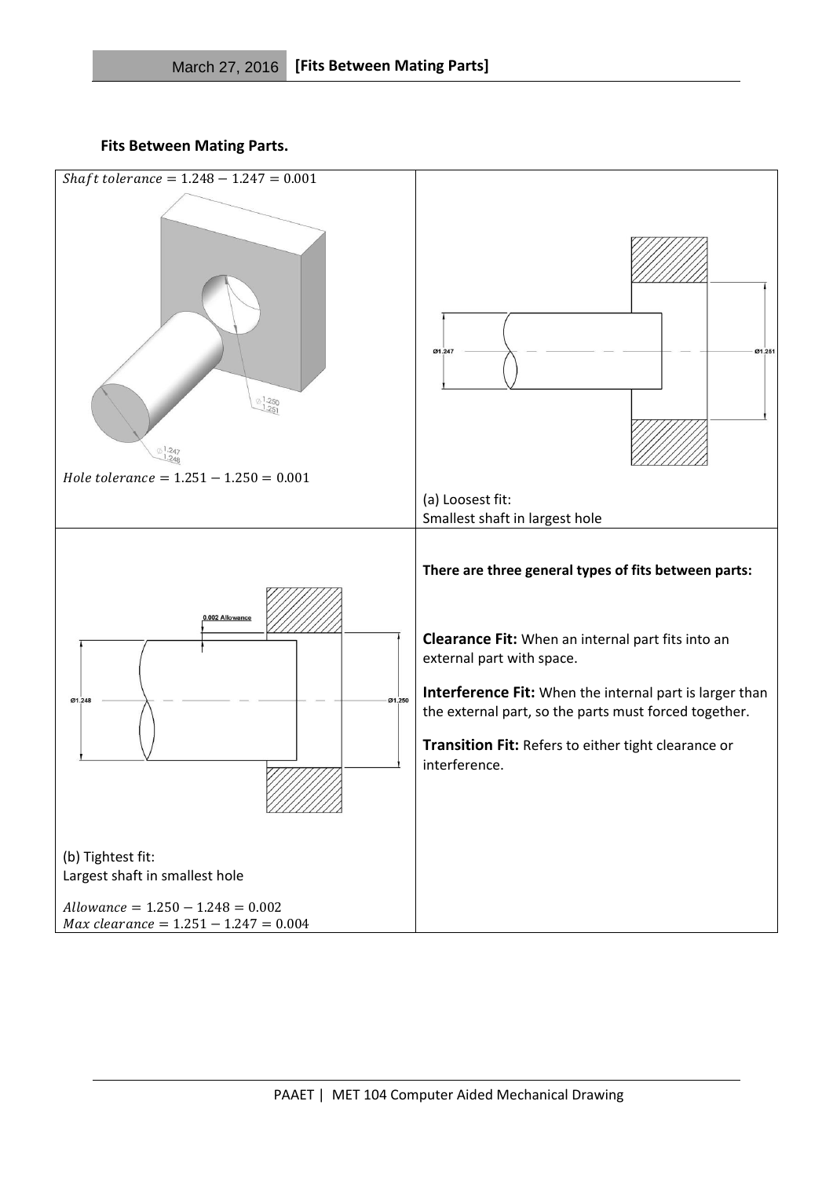## Fits Between Mating Parts.

$Shaft\ tolerance = 1.248 - 1.247 = 0.001$

$Hole\ tolerance = 1.251 - 1.250 = 0.001$

(a) Loosest fit:
Smallest shaft in largest hole

(b) Tightest fit:
Largest shaft in smallest hole

$Allowance = 1.250 - 1.248 = 0.002$
$Max\ clearance = 1.251 - 1.247 = 0.004$

**There are three general types of fits between parts:**

**Clearance Fit:** When an internal part fits into an external part with space.

**Interference Fit:** When the internal part is larger than the external part, so the parts must forced together.

**Transition Fit:** Refers to either tight clearance or interference.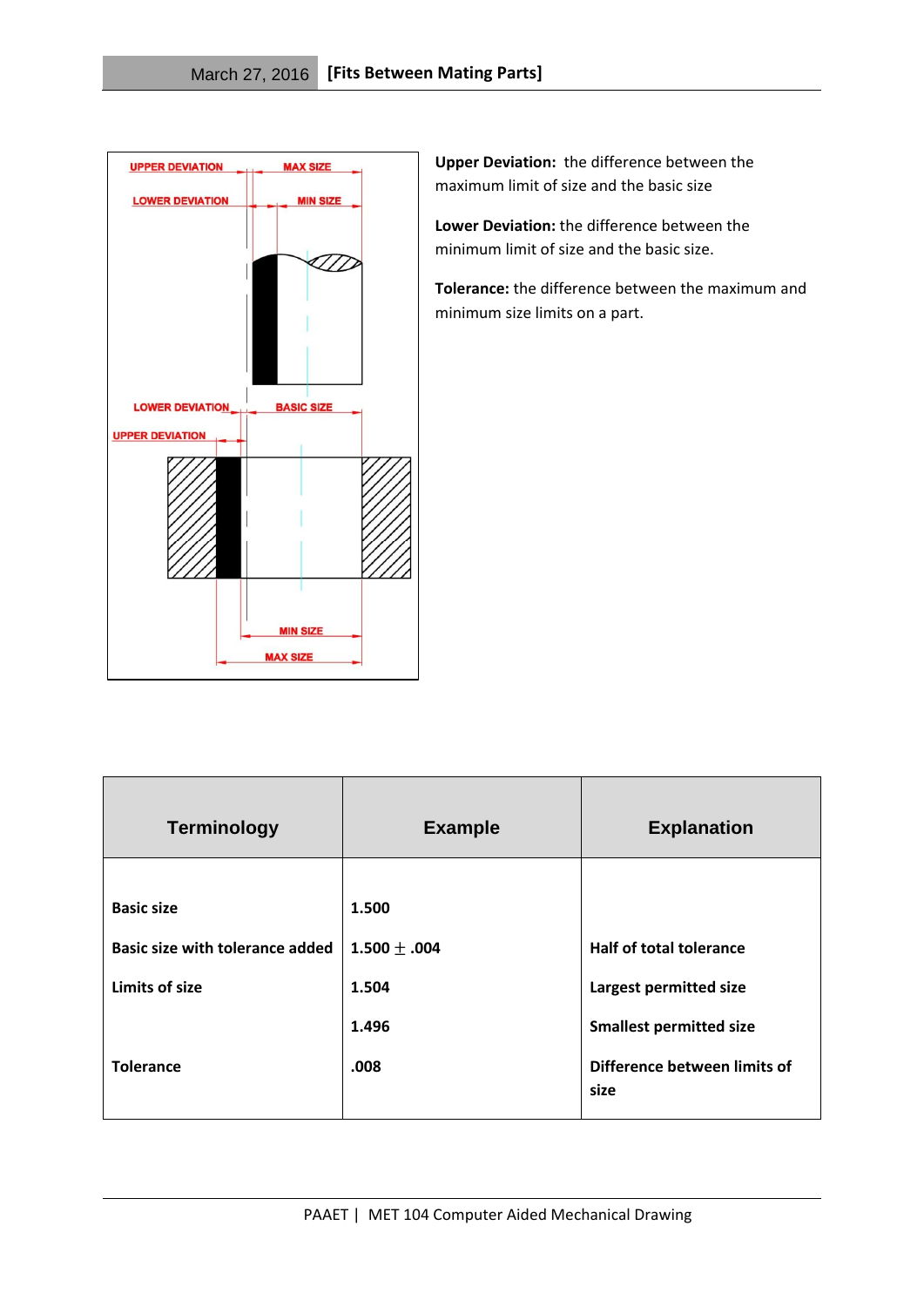UPPER DEVIATION

MAX SIZE

LOWER DEVIATION

MIN SIZE

LOWER DEVIATION

BASIC SIZE

UPPER DEVIATION

MIN SIZE

MAX SIZE

**Upper Deviation:** the difference between the maximum limit of size and the basic size

**Lower Deviation:** the difference between the minimum limit of size and the basic size.

**Tolerance:** the difference between the maximum and minimum size limits on a part.

| Terminology | Example | Explanation |
|---|---|---|
| **Basic size** | **1.500** | |
| **Basic size with tolerance added** | **1.500 ± .004** | **Half of total tolerance** |
| **Limits of size** | **1.504** | **Largest permitted size** |
| | **1.496** | **Smallest permitted size** |
| **Tolerance** | **.008** | **Difference between limits of size** |